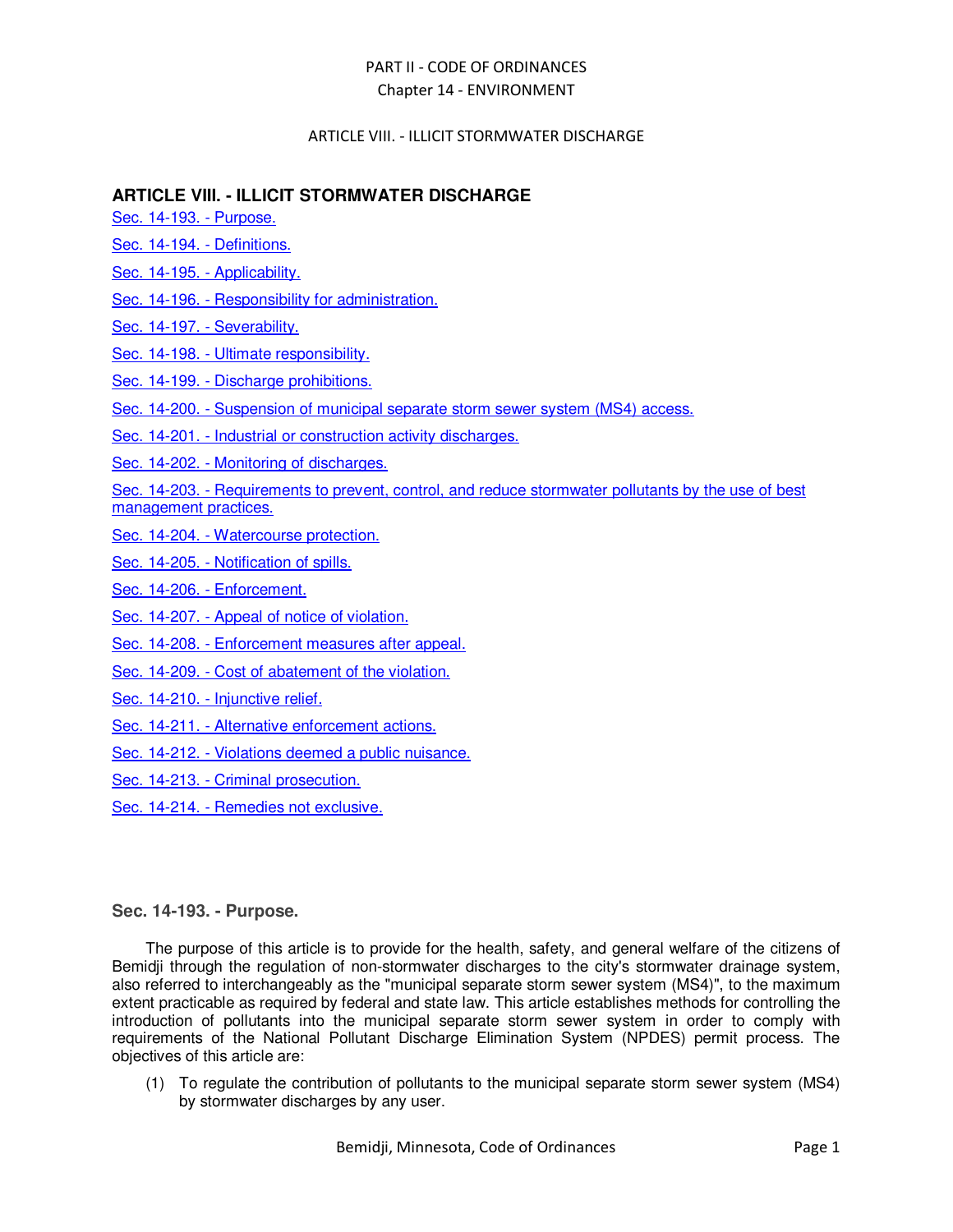# ARTICLE VIII. - ILLICIT STORMWATER DISCHARGE

Sec. 14-193. - Purpose.

Sec. 14-194. - Definitions.

Sec. 14-195. - Applicability.

Sec. 14-196. - Responsibility for administration.

Sec. 14-197. - Severability.

Sec. 14-198. - Ultimate responsibility.

Sec. 14-199. - Discharge prohibitions.

Sec. 14-200. - Suspension of municipal separate storm sewer system (MS4) access.

Sec. 14-201. - Industrial or construction activity discharges.

Sec. 14-202. - Monitoring of discharges.

Sec. 14-203. - Requirements to prevent, control, and reduce stormwater pollutants by the use of best management practices.

Sec. 14-204. - Watercourse protection.

Sec. 14-205. - Notification of spills.

Sec. 14-206. - Enforcement.

Sec. 14-207. - Appeal of notice of violation.

Sec. 14-208. - Enforcement measures after appeal.

Sec. 14-209. - Cost of abatement of the violation.

Sec. 14-210. - Injunctive relief.

Sec. 14-211. - Alternative enforcement actions.

Sec. 14-212. - Violations deemed a public nuisance.

Sec. 14-213. - Criminal prosecution.

Sec. 14-214. - Remedies not exclusive.

## Sec. 14-193. - Purpose.

The purpose of this article is to provide for the health, safety, and general welfare of the citizens of Bemidji through the regulation of non-stormwater discharges to the city's stormwater drainage system, also referred to interchangeably as the "municipal separate storm sewer system (MS4)", to the maximum extent practicable as required by federal and state law. This article establishes methods for controlling the introduction of pollutants into the municipal separate storm sewer system in order to comply with requirements of the National Pollutant Discharge Elimination System (NPDES) permit process. The objectives of this article are:

(1) To regulate the contribution of pollutants to the municipal separate storm sewer system (MS4) by stormwater discharges by any user.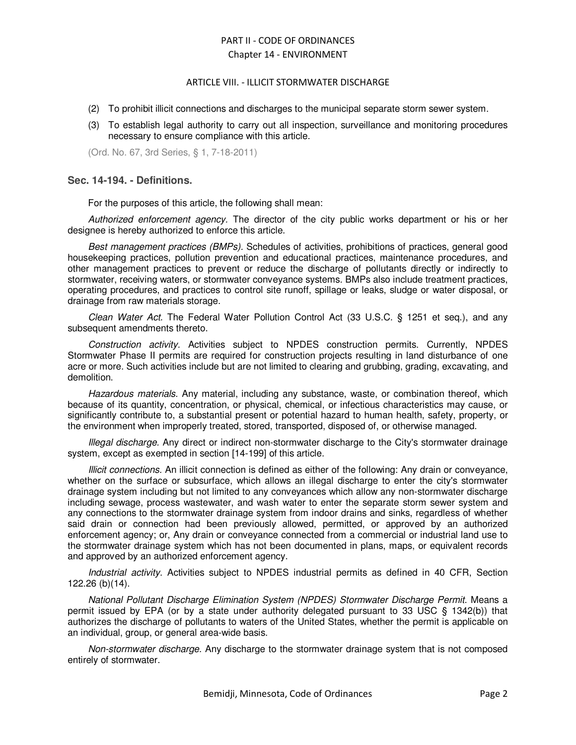(2) To prohibit illicit connections and discharges to the municipal separate storm sewer system.

(3) To establish legal authority to carry out all inspection, surveillance and monitoring procedures necessary to ensure compliance with this article.

(Ord. No. 67, 3rd Series, § 1, 7-18-2011)

### Sec. 14-194. - Definitions.

For the purposes of this article, the following shall mean:

*Authorized enforcement agency.* The director of the city public works department or his or her designee is hereby authorized to enforce this article.

*Best management practices (BMPs).* Schedules of activities, prohibitions of practices, general good housekeeping practices, pollution prevention and educational practices, maintenance procedures, and other management practices to prevent or reduce the discharge of pollutants directly or indirectly to stormwater, receiving waters, or stormwater conveyance systems. BMPs also include treatment practices, operating procedures, and practices to control site runoff, spillage or leaks, sludge or water disposal, or drainage from raw materials storage.

*Clean Water Act.* The Federal Water Pollution Control Act (33 U.S.C. § 1251 et seq.), and any subsequent amendments thereto.

*Construction activity.* Activities subject to NPDES construction permits. Currently, NPDES Stormwater Phase II permits are required for construction projects resulting in land disturbance of one acre or more. Such activities include but are not limited to clearing and grubbing, grading, excavating, and demolition.

*Hazardous materials.* Any material, including any substance, waste, or combination thereof, which because of its quantity, concentration, or physical, chemical, or infectious characteristics may cause, or significantly contribute to, a substantial present or potential hazard to human health, safety, property, or the environment when improperly treated, stored, transported, disposed of, or otherwise managed.

*Illegal discharge.* Any direct or indirect non-stormwater discharge to the City's stormwater drainage system, except as exempted in section [14-199] of this article.

*Illicit connections.* An illicit connection is defined as either of the following: Any drain or conveyance, whether on the surface or subsurface, which allows an illegal discharge to enter the city's stormwater drainage system including but not limited to any conveyances which allow any non-stormwater discharge including sewage, process wastewater, and wash water to enter the separate storm sewer system and any connections to the stormwater drainage system from indoor drains and sinks, regardless of whether said drain or connection had been previously allowed, permitted, or approved by an authorized enforcement agency; or, Any drain or conveyance connected from a commercial or industrial land use to the stormwater drainage system which has not been documented in plans, maps, or equivalent records and approved by an authorized enforcement agency.

*Industrial activity.* Activities subject to NPDES industrial permits as defined in 40 CFR, Section 122.26 (b)(14).

*National Pollutant Discharge Elimination System (NPDES) Stormwater Discharge Permit.* Means a permit issued by EPA (or by a state under authority delegated pursuant to 33 USC § 1342(b)) that authorizes the discharge of pollutants to waters of the United States, whether the permit is applicable on an individual, group, or general area-wide basis.

*Non-stormwater discharge.* Any discharge to the stormwater drainage system that is not composed entirely of stormwater.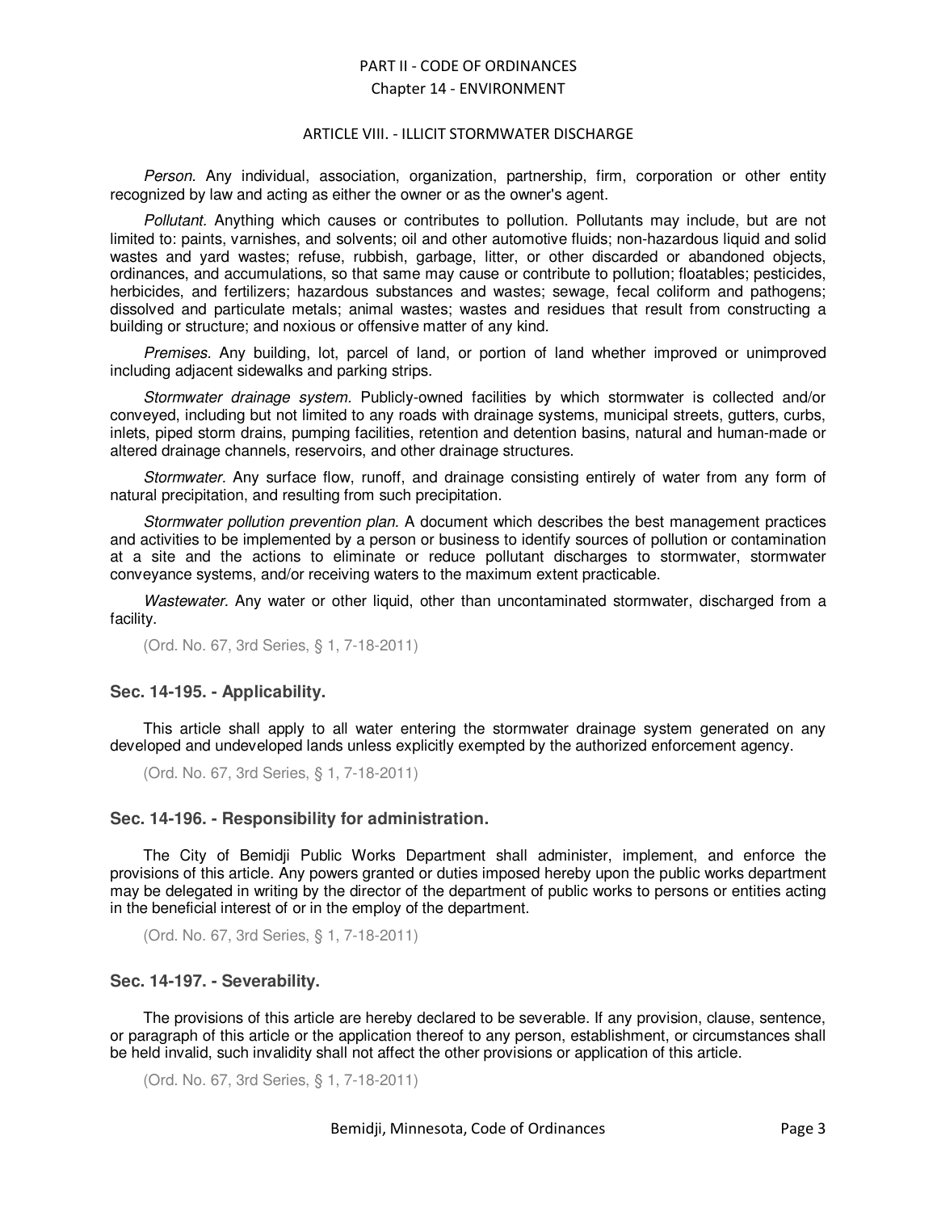*Person.* Any individual, association, organization, partnership, firm, corporation or other entity recognized by law and acting as either the owner or as the owner's agent.

*Pollutant.* Anything which causes or contributes to pollution. Pollutants may include, but are not limited to: paints, varnishes, and solvents; oil and other automotive fluids; non-hazardous liquid and solid wastes and yard wastes; refuse, rubbish, garbage, litter, or other discarded or abandoned objects, ordinances, and accumulations, so that same may cause or contribute to pollution; floatables; pesticides, herbicides, and fertilizers; hazardous substances and wastes; sewage, fecal coliform and pathogens; dissolved and particulate metals; animal wastes; wastes and residues that result from constructing a building or structure; and noxious or offensive matter of any kind.

*Premises.* Any building, lot, parcel of land, or portion of land whether improved or unimproved including adjacent sidewalks and parking strips.

*Stormwater drainage system.* Publicly-owned facilities by which stormwater is collected and/or conveyed, including but not limited to any roads with drainage systems, municipal streets, gutters, curbs, inlets, piped storm drains, pumping facilities, retention and detention basins, natural and human-made or altered drainage channels, reservoirs, and other drainage structures.

*Stormwater.* Any surface flow, runoff, and drainage consisting entirely of water from any form of natural precipitation, and resulting from such precipitation.

*Stormwater pollution prevention plan.* A document which describes the best management practices and activities to be implemented by a person or business to identify sources of pollution or contamination at a site and the actions to eliminate or reduce pollutant discharges to stormwater, stormwater conveyance systems, and/or receiving waters to the maximum extent practicable.

*Wastewater.* Any water or other liquid, other than uncontaminated stormwater, discharged from a facility.

(Ord. No. 67, 3rd Series, § 1, 7-18-2011)

### Sec. 14-195. - Applicability.

This article shall apply to all water entering the stormwater drainage system generated on any developed and undeveloped lands unless explicitly exempted by the authorized enforcement agency.

(Ord. No. 67, 3rd Series, § 1, 7-18-2011)

### Sec. 14-196. - Responsibility for administration.

The City of Bemidji Public Works Department shall administer, implement, and enforce the provisions of this article. Any powers granted or duties imposed hereby upon the public works department may be delegated in writing by the director of the department of public works to persons or entities acting in the beneficial interest of or in the employ of the department.

(Ord. No. 67, 3rd Series, § 1, 7-18-2011)

### Sec. 14-197. - Severability.

The provisions of this article are hereby declared to be severable. If any provision, clause, sentence, or paragraph of this article or the application thereof to any person, establishment, or circumstances shall be held invalid, such invalidity shall not affect the other provisions or application of this article.

(Ord. No. 67, 3rd Series, § 1, 7-18-2011)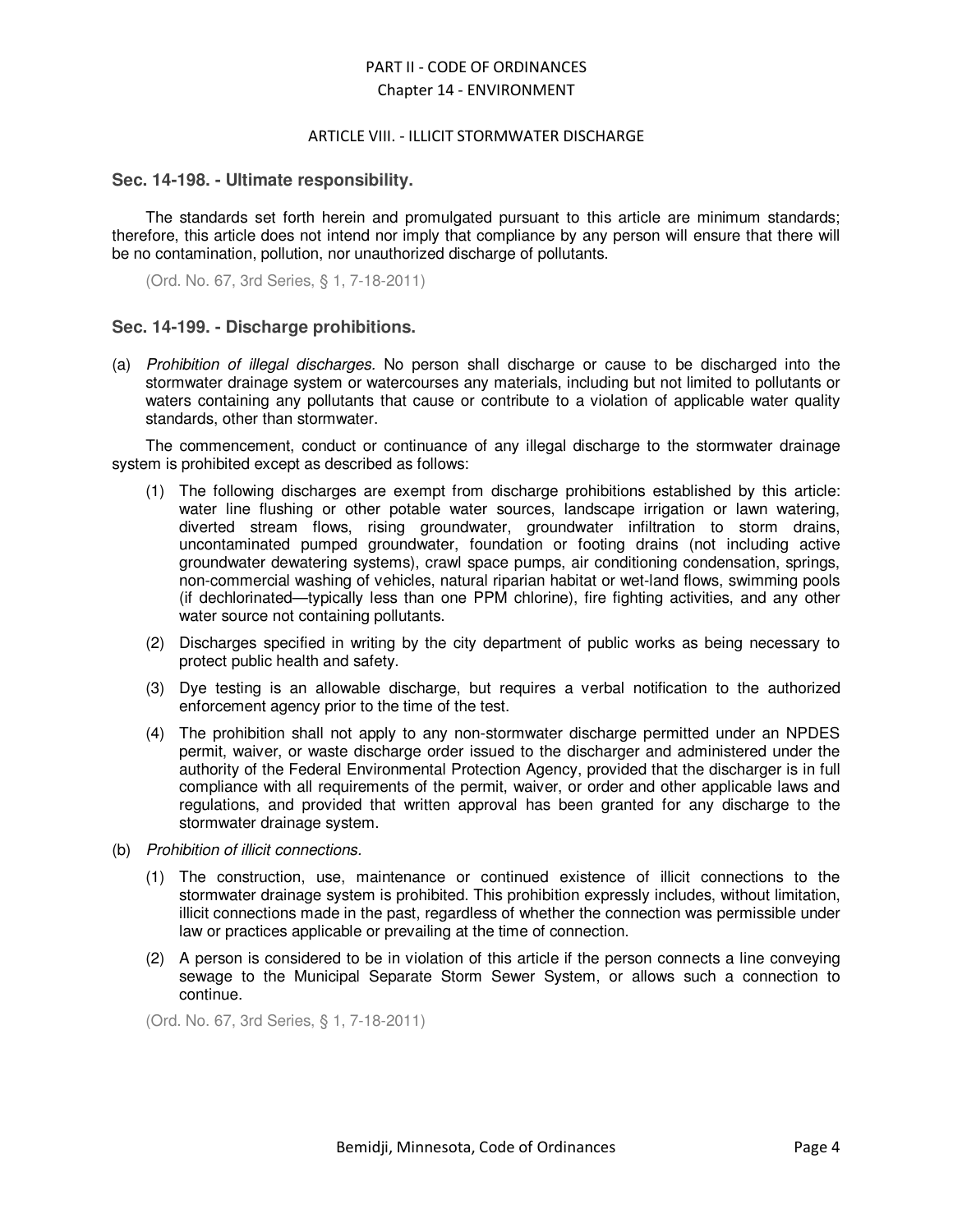PART II - CODE OF ORDINANCES
Chapter 14 - ENVIRONMENT

ARTICLE VIII. - ILLICIT STORMWATER DISCHARGE

### Sec. 14-198. - Ultimate responsibility.

The standards set forth herein and promulgated pursuant to this article are minimum standards; therefore, this article does not intend nor imply that compliance by any person will ensure that there will be no contamination, pollution, nor unauthorized discharge of pollutants.

(Ord. No. 67, 3rd Series, § 1, 7-18-2011)

### Sec. 14-199. - Discharge prohibitions.

(a) *Prohibition of illegal discharges*. No person shall discharge or cause to be discharged into the stormwater drainage system or watercourses any materials, including but not limited to pollutants or waters containing any pollutants that cause or contribute to a violation of applicable water quality standards, other than stormwater.

The commencement, conduct or continuance of any illegal discharge to the stormwater drainage system is prohibited except as described as follows:

(1) The following discharges are exempt from discharge prohibitions established by this article: water line flushing or other potable water sources, landscape irrigation or lawn watering, diverted stream flows, rising groundwater, groundwater infiltration to storm drains, uncontaminated pumped groundwater, foundation or footing drains (not including active groundwater dewatering systems), crawl space pumps, air conditioning condensation, springs, non-commercial washing of vehicles, natural riparian habitat or wet-land flows, swimming pools (if dechlorinated—typically less than one PPM chlorine), fire fighting activities, and any other water source not containing pollutants.

(2) Discharges specified in writing by the city department of public works as being necessary to protect public health and safety.

(3) Dye testing is an allowable discharge, but requires a verbal notification to the authorized enforcement agency prior to the time of the test.

(4) The prohibition shall not apply to any non-stormwater discharge permitted under an NPDES permit, waiver, or waste discharge order issued to the discharger and administered under the authority of the Federal Environmental Protection Agency, provided that the discharger is in full compliance with all requirements of the permit, waiver, or order and other applicable laws and regulations, and provided that written approval has been granted for any discharge to the stormwater drainage system.

(b) *Prohibition of illicit connections.*

(1) The construction, use, maintenance or continued existence of illicit connections to the stormwater drainage system is prohibited. This prohibition expressly includes, without limitation, illicit connections made in the past, regardless of whether the connection was permissible under law or practices applicable or prevailing at the time of connection.

(2) A person is considered to be in violation of this article if the person connects a line conveying sewage to the Municipal Separate Storm Sewer System, or allows such a connection to continue.

(Ord. No. 67, 3rd Series, § 1, 7-18-2011)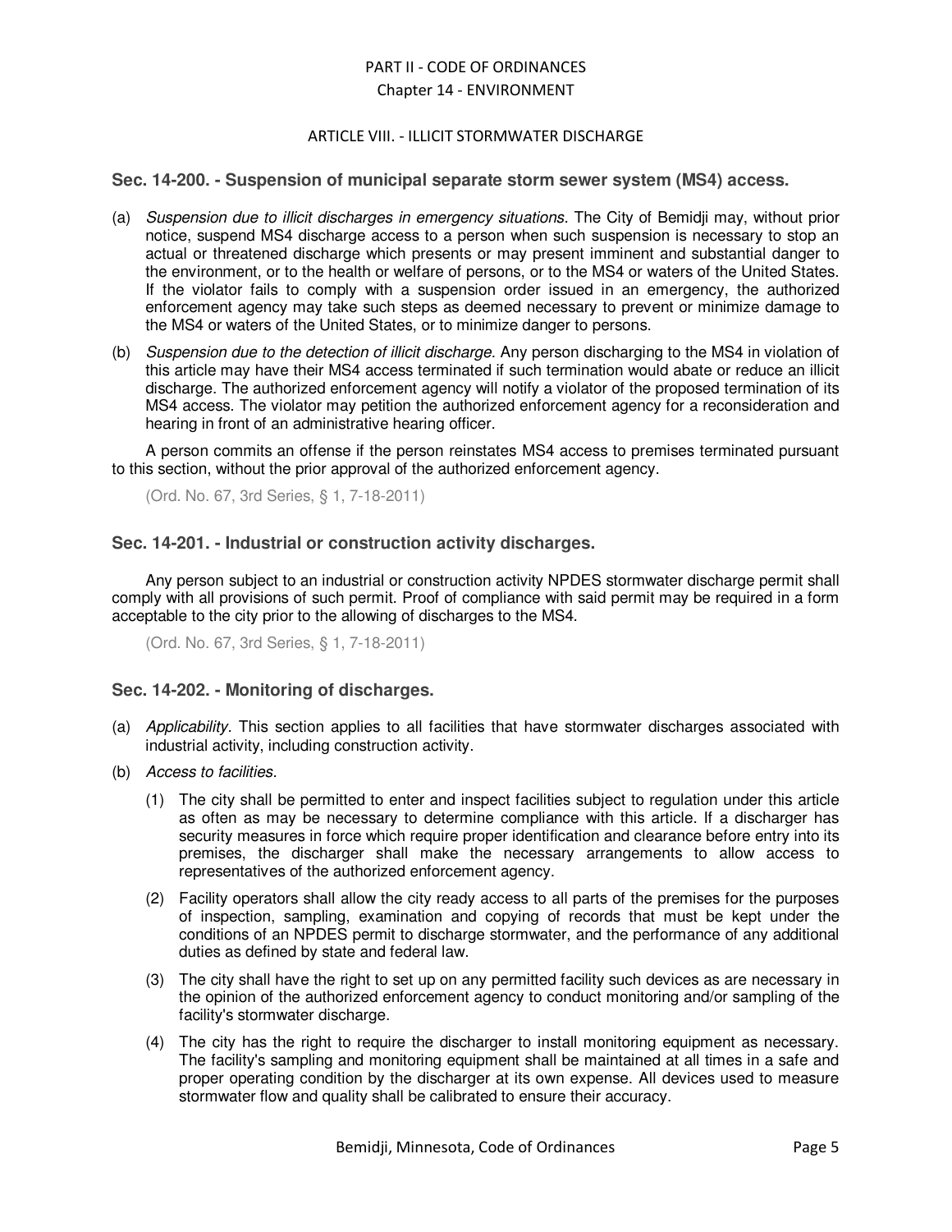## Sec. 14-200. - Suspension of municipal separate storm sewer system (MS4) access.

(a) *Suspension due to illicit discharges in emergency situations.* The City of Bemidji may, without prior notice, suspend MS4 discharge access to a person when such suspension is necessary to stop an actual or threatened discharge which presents or may present imminent and substantial danger to the environment, or to the health or welfare of persons, or to the MS4 or waters of the United States. If the violator fails to comply with a suspension order issued in an emergency, the authorized enforcement agency may take such steps as deemed necessary to prevent or minimize damage to the MS4 or waters of the United States, or to minimize danger to persons.

(b) *Suspension due to the detection of illicit discharge.* Any person discharging to the MS4 in violation of this article may have their MS4 access terminated if such termination would abate or reduce an illicit discharge. The authorized enforcement agency will notify a violator of the proposed termination of its MS4 access. The violator may petition the authorized enforcement agency for a reconsideration and hearing in front of an administrative hearing officer.

A person commits an offense if the person reinstates MS4 access to premises terminated pursuant to this section, without the prior approval of the authorized enforcement agency.

(Ord. No. 67, 3rd Series, § 1, 7-18-2011)

## Sec. 14-201. - Industrial or construction activity discharges.

Any person subject to an industrial or construction activity NPDES stormwater discharge permit shall comply with all provisions of such permit. Proof of compliance with said permit may be required in a form acceptable to the city prior to the allowing of discharges to the MS4.

(Ord. No. 67, 3rd Series, § 1, 7-18-2011)

## Sec. 14-202. - Monitoring of discharges.

(a) *Applicability.* This section applies to all facilities that have stormwater discharges associated with industrial activity, including construction activity.

(b) *Access to facilities.*

(1) The city shall be permitted to enter and inspect facilities subject to regulation under this article as often as may be necessary to determine compliance with this article. If a discharger has security measures in force which require proper identification and clearance before entry into its premises, the discharger shall make the necessary arrangements to allow access to representatives of the authorized enforcement agency.

(2) Facility operators shall allow the city ready access to all parts of the premises for the purposes of inspection, sampling, examination and copying of records that must be kept under the conditions of an NPDES permit to discharge stormwater, and the performance of any additional duties as defined by state and federal law.

(3) The city shall have the right to set up on any permitted facility such devices as are necessary in the opinion of the authorized enforcement agency to conduct monitoring and/or sampling of the facility's stormwater discharge.

(4) The city has the right to require the discharger to install monitoring equipment as necessary. The facility's sampling and monitoring equipment shall be maintained at all times in a safe and proper operating condition by the discharger at its own expense. All devices used to measure stormwater flow and quality shall be calibrated to ensure their accuracy.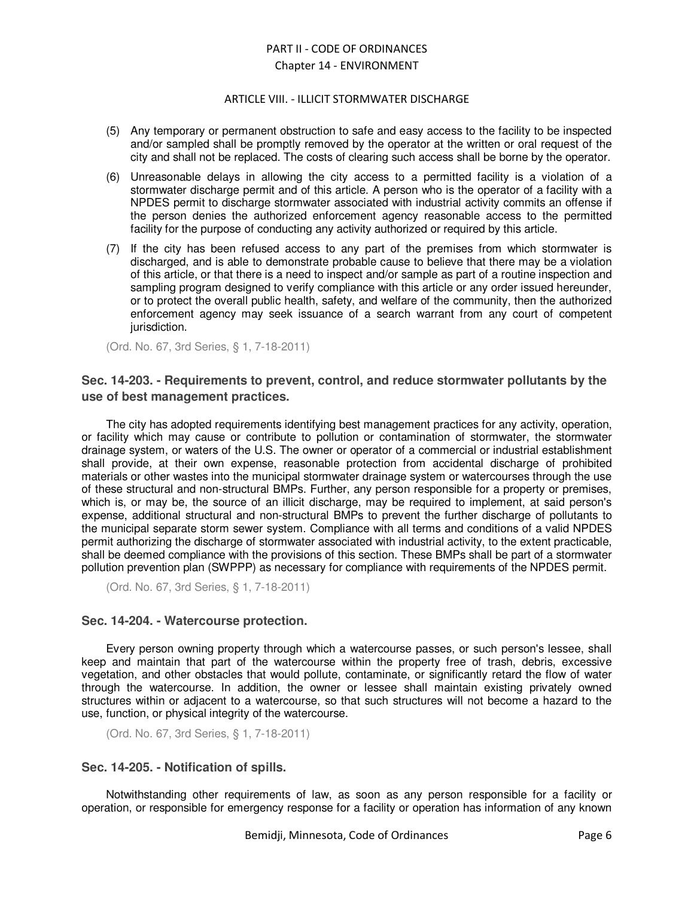(5) Any temporary or permanent obstruction to safe and easy access to the facility to be inspected and/or sampled shall be promptly removed by the operator at the written or oral request of the city and shall not be replaced. The costs of clearing such access shall be borne by the operator.

(6) Unreasonable delays in allowing the city access to a permitted facility is a violation of a stormwater discharge permit and of this article. A person who is the operator of a facility with a NPDES permit to discharge stormwater associated with industrial activity commits an offense if the person denies the authorized enforcement agency reasonable access to the permitted facility for the purpose of conducting any activity authorized or required by this article.

(7) If the city has been refused access to any part of the premises from which stormwater is discharged, and is able to demonstrate probable cause to believe that there may be a violation of this article, or that there is a need to inspect and/or sample as part of a routine inspection and sampling program designed to verify compliance with this article or any order issued hereunder, or to protect the overall public health, safety, and welfare of the community, then the authorized enforcement agency may seek issuance of a search warrant from any court of competent jurisdiction.

(Ord. No. 67, 3rd Series, § 1, 7-18-2011)

### Sec. 14-203. - Requirements to prevent, control, and reduce stormwater pollutants by the use of best management practices.

The city has adopted requirements identifying best management practices for any activity, operation, or facility which may cause or contribute to pollution or contamination of stormwater, the stormwater drainage system, or waters of the U.S. The owner or operator of a commercial or industrial establishment shall provide, at their own expense, reasonable protection from accidental discharge of prohibited materials or other wastes into the municipal stormwater drainage system or watercourses through the use of these structural and non-structural BMPs. Further, any person responsible for a property or premises, which is, or may be, the source of an illicit discharge, may be required to implement, at said person's expense, additional structural and non-structural BMPs to prevent the further discharge of pollutants to the municipal separate storm sewer system. Compliance with all terms and conditions of a valid NPDES permit authorizing the discharge of stormwater associated with industrial activity, to the extent practicable, shall be deemed compliance with the provisions of this section. These BMPs shall be part of a stormwater pollution prevention plan (SWPPP) as necessary for compliance with requirements of the NPDES permit.

(Ord. No. 67, 3rd Series, § 1, 7-18-2011)

### Sec. 14-204. - Watercourse protection.

Every person owning property through which a watercourse passes, or such person's lessee, shall keep and maintain that part of the watercourse within the property free of trash, debris, excessive vegetation, and other obstacles that would pollute, contaminate, or significantly retard the flow of water through the watercourse. In addition, the owner or lessee shall maintain existing privately owned structures within or adjacent to a watercourse, so that such structures will not become a hazard to the use, function, or physical integrity of the watercourse.

(Ord. No. 67, 3rd Series, § 1, 7-18-2011)

### Sec. 14-205. - Notification of spills.

Notwithstanding other requirements of law, as soon as any person responsible for a facility or operation, or responsible for emergency response for a facility or operation has information of any known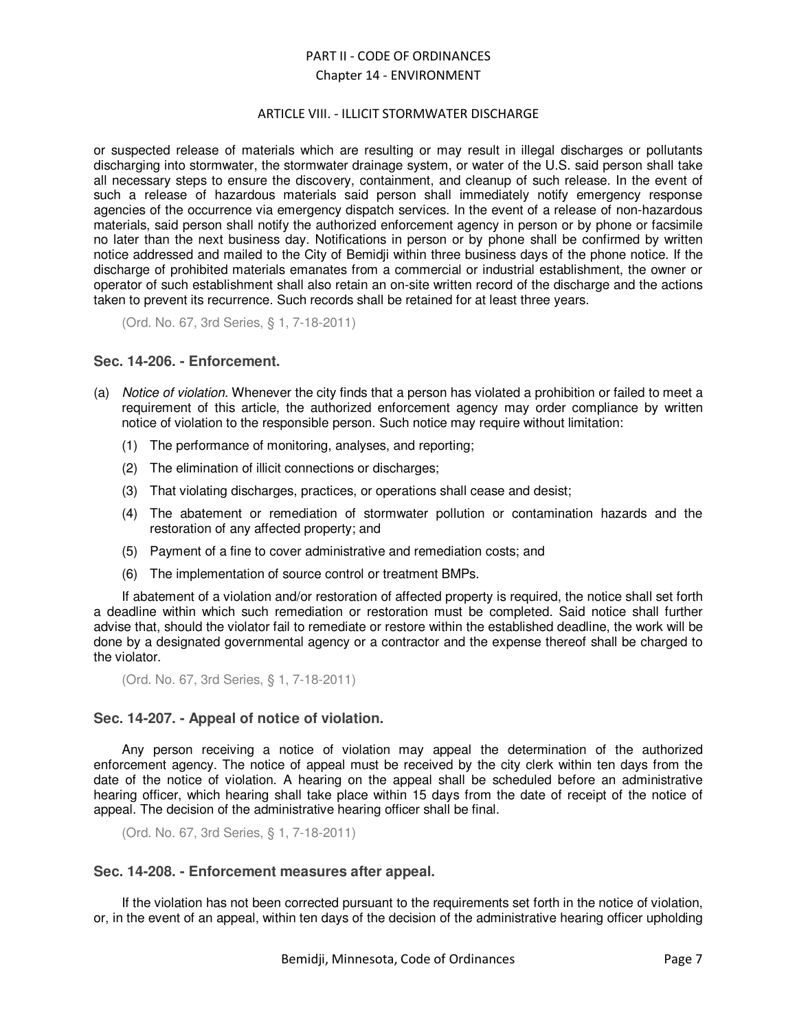or suspected release of materials which are resulting or may result in illegal discharges or pollutants discharging into stormwater, the stormwater drainage system, or water of the U.S. said person shall take all necessary steps to ensure the discovery, containment, and cleanup of such release. In the event of such a release of hazardous materials said person shall immediately notify emergency response agencies of the occurrence via emergency dispatch services. In the event of a release of non-hazardous materials, said person shall notify the authorized enforcement agency in person or by phone or facsimile no later than the next business day. Notifications in person or by phone shall be confirmed by written notice addressed and mailed to the City of Bemidji within three business days of the phone notice. If the discharge of prohibited materials emanates from a commercial or industrial establishment, the owner or operator of such establishment shall also retain an on-site written record of the discharge and the actions taken to prevent its recurrence. Such records shall be retained for at least three years.

(Ord. No. 67, 3rd Series, § 1, 7-18-2011)

### Sec. 14-206. - Enforcement.

(a) *Notice of violation.* Whenever the city finds that a person has violated a prohibition or failed to meet a requirement of this article, the authorized enforcement agency may order compliance by written notice of violation to the responsible person. Such notice may require without limitation:

(1) The performance of monitoring, analyses, and reporting;

(2) The elimination of illicit connections or discharges;

(3) That violating discharges, practices, or operations shall cease and desist;

(4) The abatement or remediation of stormwater pollution or contamination hazards and the restoration of any affected property; and

(5) Payment of a fine to cover administrative and remediation costs; and

(6) The implementation of source control or treatment BMPs.

If abatement of a violation and/or restoration of affected property is required, the notice shall set forth a deadline within which such remediation or restoration must be completed. Said notice shall further advise that, should the violator fail to remediate or restore within the established deadline, the work will be done by a designated governmental agency or a contractor and the expense thereof shall be charged to the violator.

(Ord. No. 67, 3rd Series, § 1, 7-18-2011)

### Sec. 14-207. - Appeal of notice of violation.

Any person receiving a notice of violation may appeal the determination of the authorized enforcement agency. The notice of appeal must be received by the city clerk within ten days from the date of the notice of violation. A hearing on the appeal shall be scheduled before an administrative hearing officer, which hearing shall take place within 15 days from the date of receipt of the notice of appeal. The decision of the administrative hearing officer shall be final.

(Ord. No. 67, 3rd Series, § 1, 7-18-2011)

### Sec. 14-208. - Enforcement measures after appeal.

If the violation has not been corrected pursuant to the requirements set forth in the notice of violation, or, in the event of an appeal, within ten days of the decision of the administrative hearing officer upholding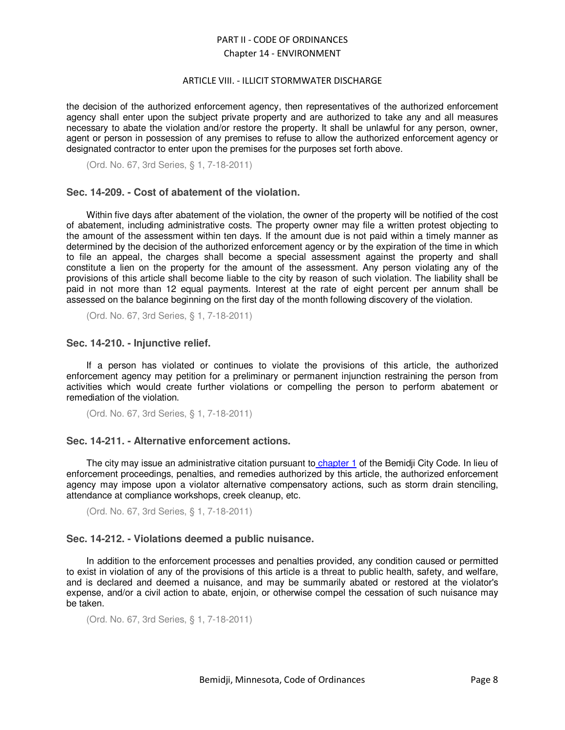the decision of the authorized enforcement agency, then representatives of the authorized enforcement agency shall enter upon the subject private property and are authorized to take any and all measures necessary to abate the violation and/or restore the property. It shall be unlawful for any person, owner, agent or person in possession of any premises to refuse to allow the authorized enforcement agency or designated contractor to enter upon the premises for the purposes set forth above.

(Ord. No. 67, 3rd Series, § 1, 7-18-2011)

### Sec. 14-209. - Cost of abatement of the violation.

Within five days after abatement of the violation, the owner of the property will be notified of the cost of abatement, including administrative costs. The property owner may file a written protest objecting to the amount of the assessment within ten days. If the amount due is not paid within a timely manner as determined by the decision of the authorized enforcement agency or by the expiration of the time in which to file an appeal, the charges shall become a special assessment against the property and shall constitute a lien on the property for the amount of the assessment. Any person violating any of the provisions of this article shall become liable to the city by reason of such violation. The liability shall be paid in not more than 12 equal payments. Interest at the rate of eight percent per annum shall be assessed on the balance beginning on the first day of the month following discovery of the violation.

(Ord. No. 67, 3rd Series, § 1, 7-18-2011)

### Sec. 14-210. - Injunctive relief.

If a person has violated or continues to violate the provisions of this article, the authorized enforcement agency may petition for a preliminary or permanent injunction restraining the person from activities which would create further violations or compelling the person to perform abatement or remediation of the violation.

(Ord. No. 67, 3rd Series, § 1, 7-18-2011)

### Sec. 14-211. - Alternative enforcement actions.

The city may issue an administrative citation pursuant to chapter 1 of the Bemidji City Code. In lieu of enforcement proceedings, penalties, and remedies authorized by this article, the authorized enforcement agency may impose upon a violator alternative compensatory actions, such as storm drain stenciling, attendance at compliance workshops, creek cleanup, etc.

(Ord. No. 67, 3rd Series, § 1, 7-18-2011)

### Sec. 14-212. - Violations deemed a public nuisance.

In addition to the enforcement processes and penalties provided, any condition caused or permitted to exist in violation of any of the provisions of this article is a threat to public health, safety, and welfare, and is declared and deemed a nuisance, and may be summarily abated or restored at the violator's expense, and/or a civil action to abate, enjoin, or otherwise compel the cessation of such nuisance may be taken.

(Ord. No. 67, 3rd Series, § 1, 7-18-2011)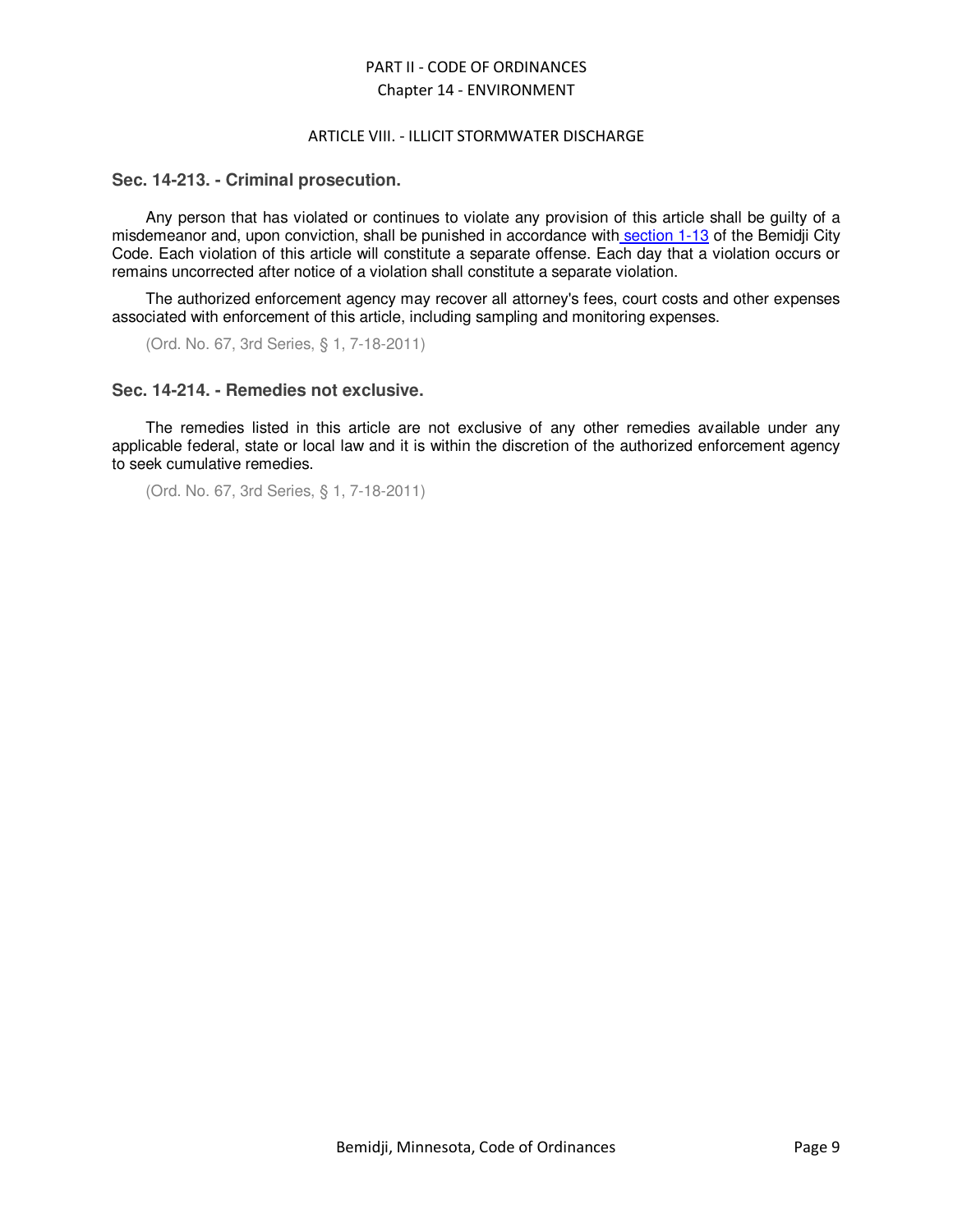## Sec. 14-213. - Criminal prosecution.

Any person that has violated or continues to violate any provision of this article shall be guilty of a misdemeanor and, upon conviction, shall be punished in accordance with section 1-13 of the Bemidji City Code. Each violation of this article will constitute a separate offense. Each day that a violation occurs or remains uncorrected after notice of a violation shall constitute a separate violation.

The authorized enforcement agency may recover all attorney's fees, court costs and other expenses associated with enforcement of this article, including sampling and monitoring expenses.

(Ord. No. 67, 3rd Series, § 1, 7-18-2011)

## Sec. 14-214. - Remedies not exclusive.

The remedies listed in this article are not exclusive of any other remedies available under any applicable federal, state or local law and it is within the discretion of the authorized enforcement agency to seek cumulative remedies.

(Ord. No. 67, 3rd Series, § 1, 7-18-2011)